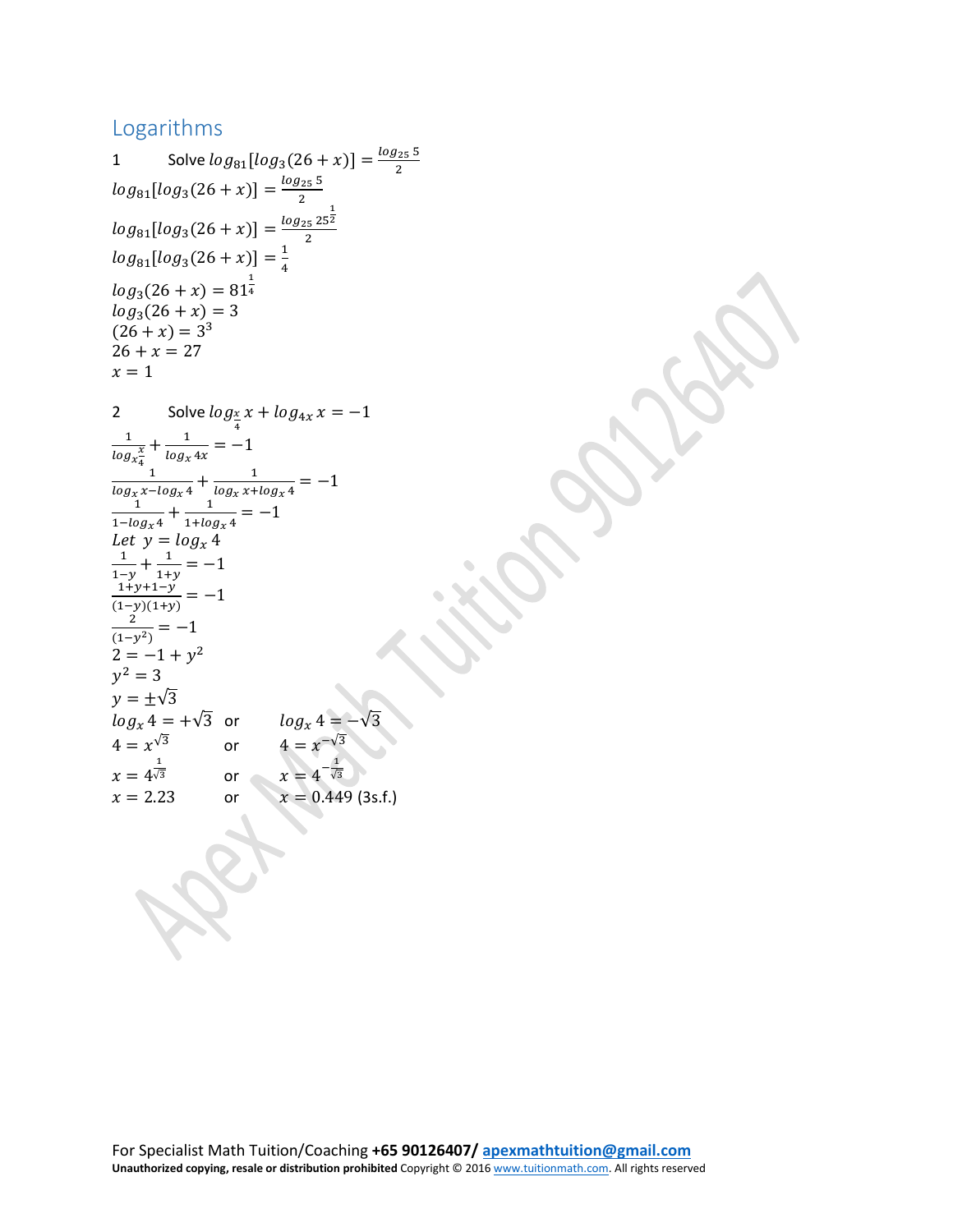## Logarithms

1 Solve $log_{81}[log_3(26+x)] = \frac{log_{25} 5}{2}$

$log_{81}[log_3(26+x)] = \frac{log_{25} 5}{2}$

$log_{81}[log_3(26+x)] = \frac{log_{25} 25^{\frac{1}{2}}}{2}$

$log_{81}[log_3(26+x)] = \frac{1}{4}$

$log_3(26+x) = 81^{\frac{1}{4}}$

$log_3(26+x) = 3$

$(26+x) = 3^3$

$26 + x = 27$

$x = 1$

2 Solve $log_{\frac{x}{4}} x + log_{4x} x = -1$

$\frac{1}{log_x \frac{x}{4}} + \frac{1}{log_x 4x} = -1$

$\frac{1}{log_x x - log_x 4} + \frac{1}{log_x x + log_x 4} = -1$

$\frac{1}{1-log_x 4} + \frac{1}{1+log_x 4} = -1$

$Let\ \ y = log_x 4$

$\frac{1}{1-y} + \frac{1}{1+y} = -1$

$\frac{1+y+1-y}{(1-y)(1+y)} = -1$

$\frac{2}{(1-y^2)} = -1$

$2 = -1 + y^2$

$y^2 = 3$

$y = \pm\sqrt{3}$

$log_x 4 = +\sqrt{3}$ or $log_x 4 = -\sqrt{3}$

$4 = x^{\sqrt{3}}$ or $4 = x^{-\sqrt{3}}$

$x = 4^{\frac{1}{\sqrt{3}}}$ or $x = 4^{-\frac{1}{\sqrt{3}}}$

$x = 2.23$ or $x = 0.449$ (3s.f.)

For Specialist Math Tuition/Coaching **+65 90126407/ apexmathtuition@gmail.com**

**Unauthorized copying, resale or distribution prohibited** Copyright © 2016 www.tuitionmath.com. All rights reserved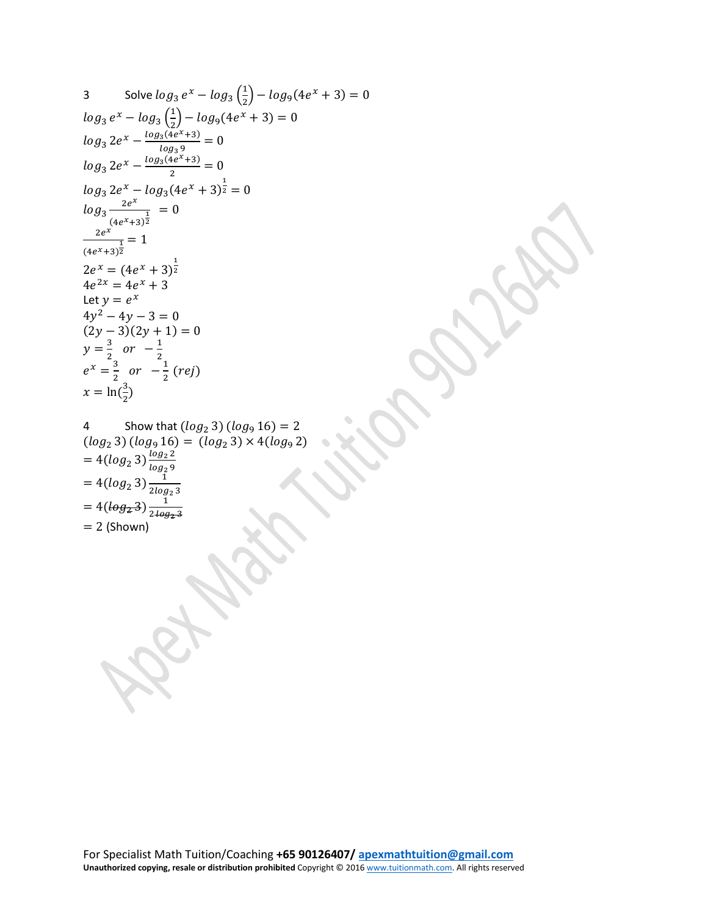3 Solve $log_3 e^x - log_3\left(\frac{1}{2}\right) - log_9(4e^x + 3) = 0$

$log_3 e^x - log_3\left(\frac{1}{2}\right) - log_9(4e^x + 3) = 0$

$log_3 2e^x - \frac{log_3(4e^x+3)}{log_3 9} = 0$

$log_3 2e^x - \frac{log_3(4e^x+3)}{2} = 0$

$log_3 2e^x - log_3(4e^x + 3)^{\frac{1}{2}} = 0$

$log_3 \frac{2e^x}{(4e^x+3)^{\frac{1}{2}}} = 0$

$\frac{2e^x}{(4e^x+3)^{\frac{1}{2}}} = 1$

$2e^x = (4e^x + 3)^{\frac{1}{2}}$

$4e^{2x} = 4e^x + 3$

Let $y = e^x$

$4y^2 - 4y - 3 = 0$

$(2y - 3)(2y + 1) = 0$

$y = \frac{3}{2} \;\; or \;\; -\frac{1}{2}$

$e^x = \frac{3}{2} \;\; or \;\; -\frac{1}{2}\,(rej)$

$x = \ln(\frac{3}{2})$

4 Show that $(log_2 3)\,(log_9 16) = 2$

$(log_2 3)\,(log_9 16) = (log_2 3) \times 4(log_9 2)$

$= 4(log_2 3)\frac{log_2 2}{log_2 9}$

$= 4(log_2 3)\frac{1}{2log_2 3}$

$= 4(\cancel{log_2 3})\frac{1}{2\cancel{log_2 3}}$

$= 2$ (Shown)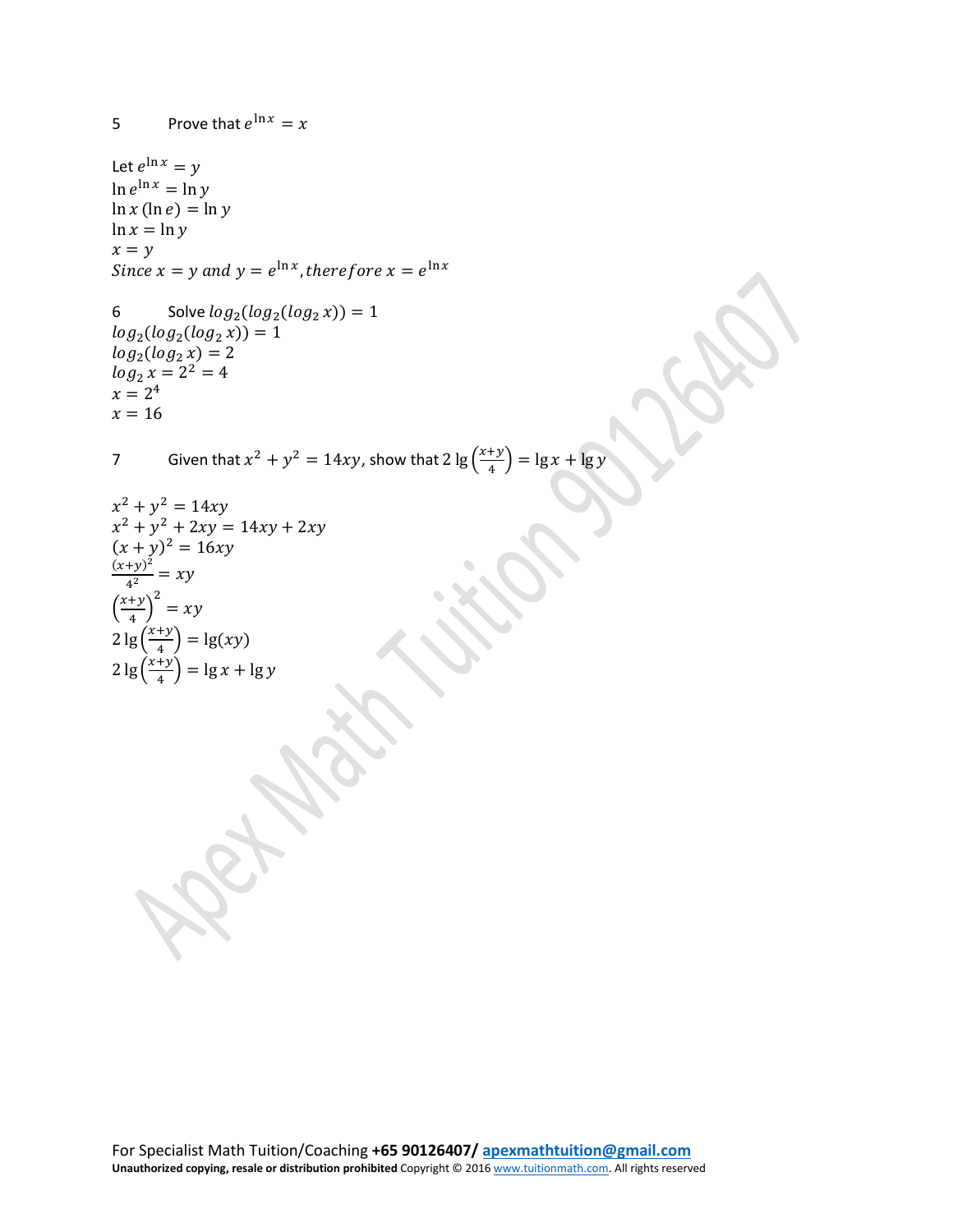5 Prove that $e^{\ln x} = x$

Let $e^{\ln x} = y$

$\ln e^{\ln x} = \ln y$

$\ln x\,(\ln e) = \ln y$

$\ln x = \ln y$

$x = y$

*Since* $x = y$ *and* $y = e^{\ln x}$, *therefore* $x = e^{\ln x}$

6 Solve $log_2(log_2(log_2 x)) = 1$

$log_2(log_2(log_2 x)) = 1$

$log_2(log_2 x) = 2$

$log_2 x = 2^2 = 4$

$x = 2^4$

$x = 16$

7 Given that $x^2 + y^2 = 14xy$, show that $2\lg\left(\frac{x+y}{4}\right) = \lg x + \lg y$

$x^2 + y^2 = 14xy$

$x^2 + y^2 + 2xy = 14xy + 2xy$

$(x + y)^2 = 16xy$

$\frac{(x+y)^2}{4^2} = xy$

$\left(\frac{x+y}{4}\right)^2 = xy$

$2\lg\left(\frac{x+y}{4}\right) = \lg(xy)$

$2\lg\left(\frac{x+y}{4}\right) = \lg x + \lg y$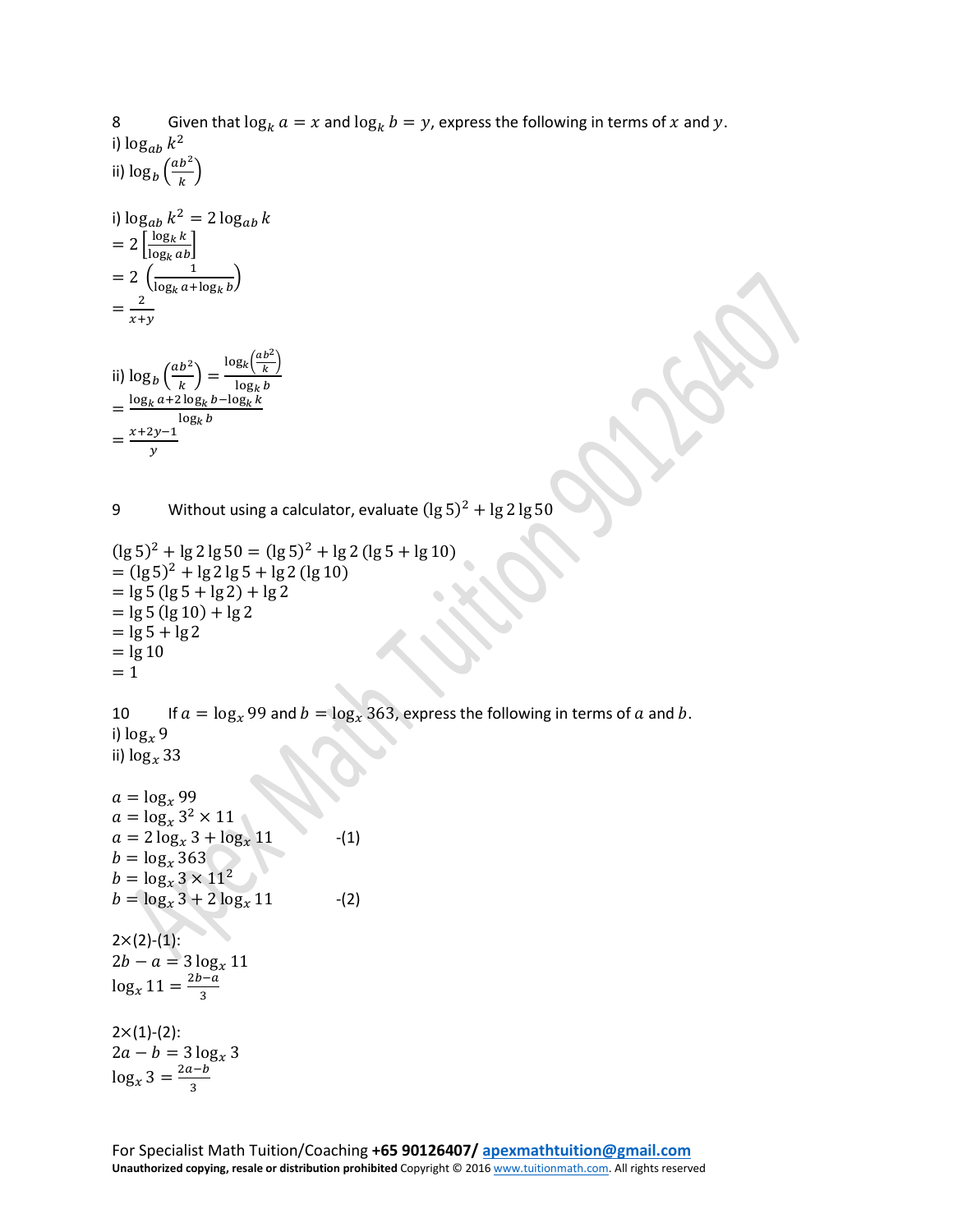8 Given that $\log_k a = x$ and $\log_k b = y$, express the following in terms of $x$ and $y$.

i) $\log_{ab} k^2$

ii) $\log_b \left(\frac{ab^2}{k}\right)$

i) $\log_{ab} k^2 = 2\log_{ab} k$

$= 2\left[\frac{\log_k k}{\log_k ab}\right]$

$= 2\left(\frac{1}{\log_k a + \log_k b}\right)$

$= \frac{2}{x+y}$

ii) $\log_b \left(\frac{ab^2}{k}\right) = \frac{\log_k\left(\frac{ab^2}{k}\right)}{\log_k b}$

$= \frac{\log_k a + 2\log_k b - \log_k k}{\log_k b}$

$= \frac{x+2y-1}{y}$

9 Without using a calculator, evaluate $(\lg 5)^2 + \lg 2 \lg 50$

$(\lg 5)^2 + \lg 2 \lg 50 = (\lg 5)^2 + \lg 2\,(\lg 5 + \lg 10)$

$= (\lg 5)^2 + \lg 2 \lg 5 + \lg 2\,(\lg 10)$

$= \lg 5\,(\lg 5 + \lg 2) + \lg 2$

$= \lg 5\,(\lg 10) + \lg 2$

$= \lg 5 + \lg 2$

$= \lg 10$

$= 1$

10 If $a = \log_x 99$ and $b = \log_x 363$, express the following in terms of $a$ and $b$.

i) $\log_x 9$

ii) $\log_x 33$

$a = \log_x 99$

$a = \log_x 3^2 \times 11$

$a = 2\log_x 3 + \log_x 11$ -(1)

$b = \log_x 363$

$b = \log_x 3 \times 11^2$

$b = \log_x 3 + 2\log_x 11$ -(2)

2×(2)-(1):

$2b - a = 3\log_x 11$

$\log_x 11 = \frac{2b-a}{3}$

2×(1)-(2):

$2a - b = 3\log_x 3$

$\log_x 3 = \frac{2a-b}{3}$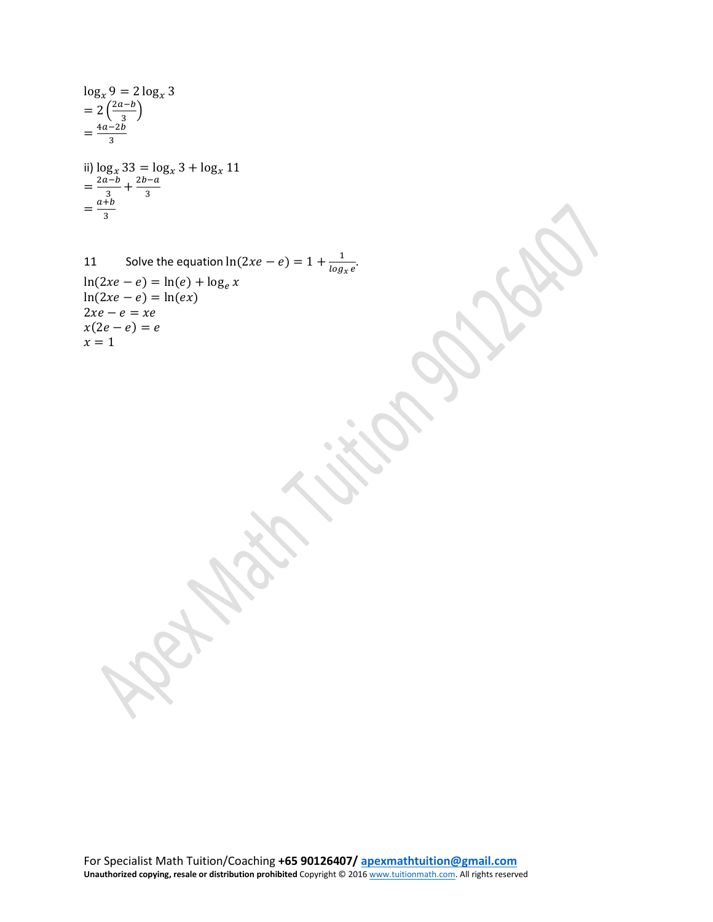$\log_x 9 = 2\log_x 3$
$= 2\left(\frac{2a-b}{3}\right)$
$= \frac{4a-2b}{3}$

ii) $\log_x 33 = \log_x 3 + \log_x 11$
$= \frac{2a-b}{3} + \frac{2b-a}{3}$
$= \frac{a+b}{3}$

11 Solve the equation $\ln(2xe - e) = 1 + \frac{1}{\log_x e}$.

$\ln(2xe - e) = \ln(e) + \log_e x$
$\ln(2xe - e) = \ln(ex)$
$2xe - e = xe$
$x(2e - e) = e$
$x = 1$

For Specialist Math Tuition/Coaching **+65 90126407/ apexmathtuition@gmail.com**
**Unauthorized copying, resale or distribution prohibited** Copyright © 2016 www.tuitionmath.com. All rights reserved